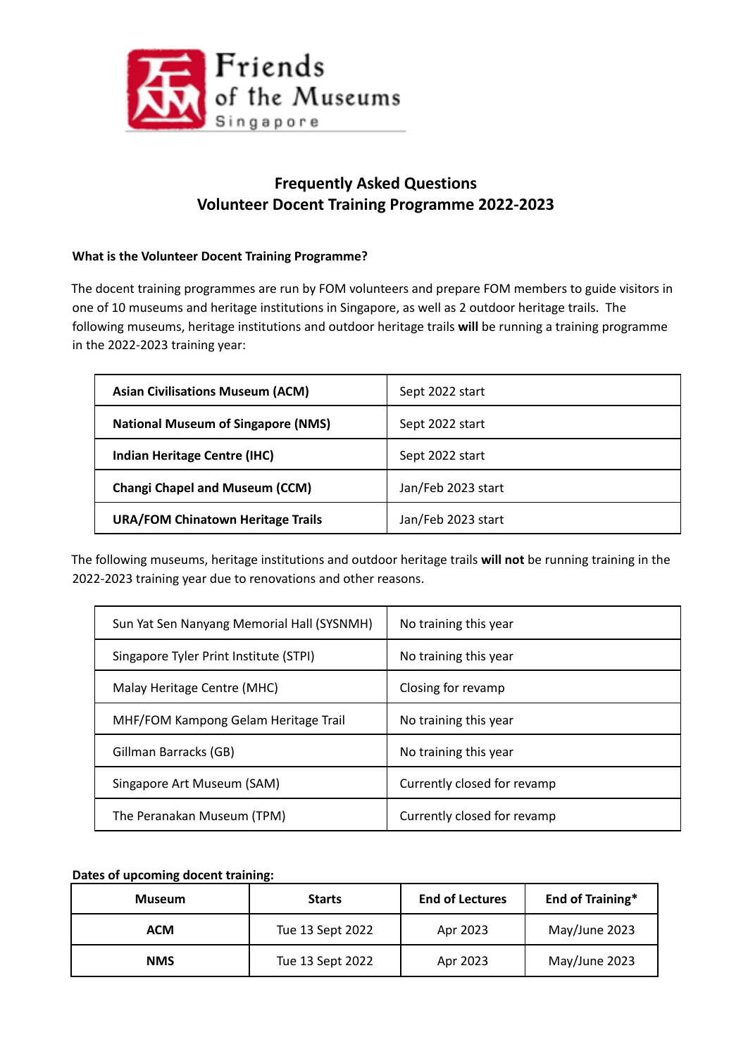Friends of the Museums Singapore

# Frequently Asked Questions
# Volunteer Docent Training Programme 2022-2023

**What is the Volunteer Docent Training Programme?**

The docent training programmes are run by FOM volunteers and prepare FOM members to guide visitors in one of 10 museums and heritage institutions in Singapore, as well as 2 outdoor heritage trails. The following museums, heritage institutions and outdoor heritage trails **will** be running a training programme in the 2022-2023 training year:

| | |
|---|---|
| **Asian Civilisations Museum (ACM)** | Sept 2022 start |
| **National Museum of Singapore (NMS)** | Sept 2022 start |
| **Indian Heritage Centre (IHC)** | Sept 2022 start |
| **Changi Chapel and Museum (CCM)** | Jan/Feb 2023 start |
| **URA/FOM Chinatown Heritage Trails** | Jan/Feb 2023 start |

The following museums, heritage institutions and outdoor heritage trails **will not** be running training in the 2022-2023 training year due to renovations and other reasons.

| | |
|---|---|
| Sun Yat Sen Nanyang Memorial Hall (SYSNMH) | No training this year |
| Singapore Tyler Print Institute (STPI) | No training this year |
| Malay Heritage Centre (MHC) | Closing for revamp |
| MHF/FOM Kampong Gelam Heritage Trail | No training this year |
| Gillman Barracks (GB) | No training this year |
| Singapore Art Museum (SAM) | Currently closed for revamp |
| The Peranakan Museum (TPM) | Currently closed for revamp |

**Dates of upcoming docent training:**

| Museum | Starts | End of Lectures | End of Training* |
|---|---|---|---|
| **ACM** | Tue 13 Sept 2022 | Apr 2023 | May/June 2023 |
| **NMS** | Tue 13 Sept 2022 | Apr 2023 | May/June 2023 |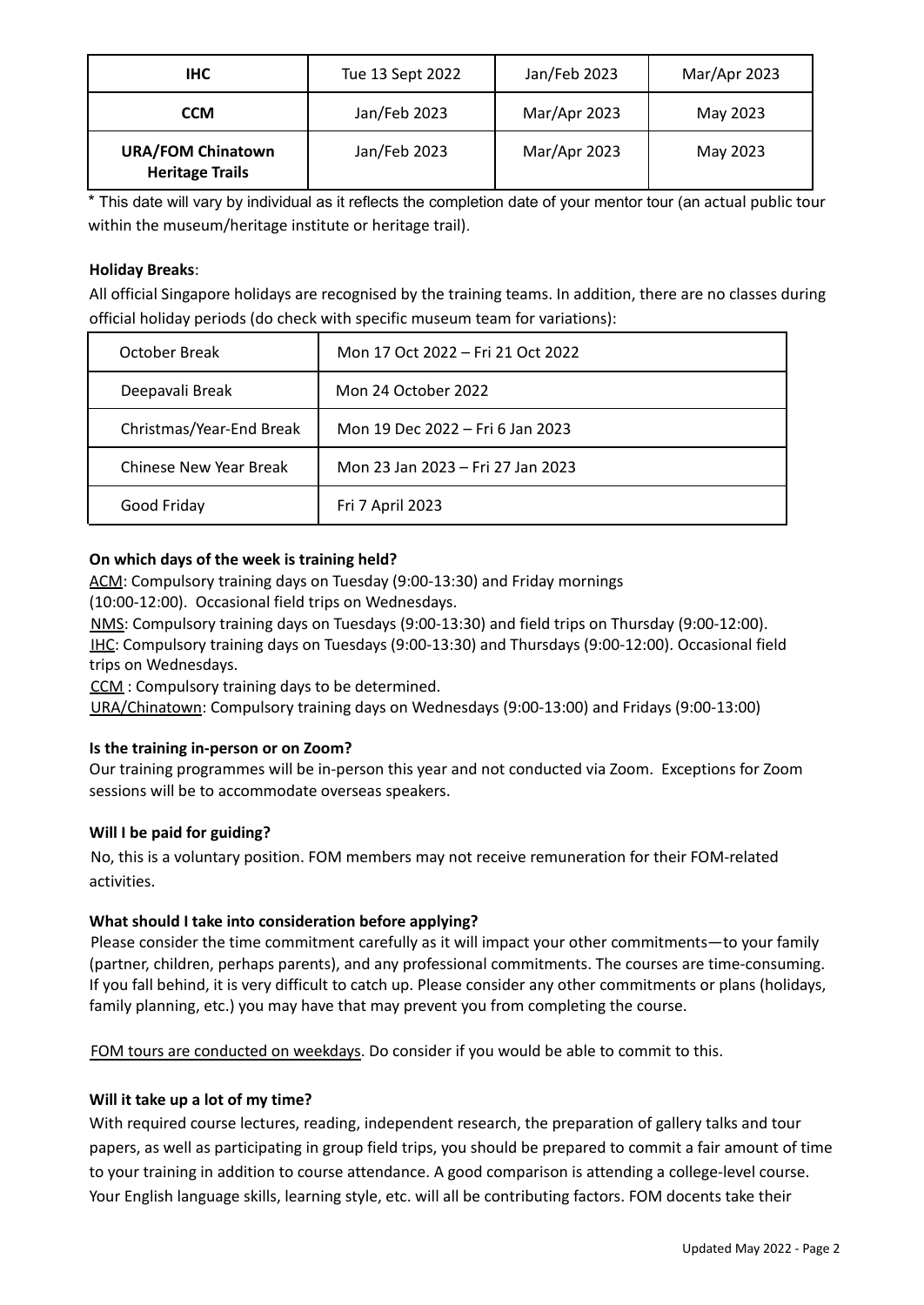| IHC | Tue 13 Sept 2022 | Jan/Feb 2023 | Mar/Apr 2023 |
|---|---|---|---|
| CCM | Jan/Feb 2023 | Mar/Apr 2023 | May 2023 |
| URA/FOM Chinatown Heritage Trails | Jan/Feb 2023 | Mar/Apr 2023 | May 2023 |

* This date will vary by individual as it reflects the completion date of your mentor tour (an actual public tour within the museum/heritage institute or heritage trail).

**Holiday Breaks**:

All official Singapore holidays are recognised by the training teams. In addition, there are no classes during official holiday periods (do check with specific museum team for variations):

| October Break | Mon 17 Oct 2022 – Fri 21 Oct 2022 |
|---|---|
| Deepavali Break | Mon 24 October 2022 |
| Christmas/Year-End Break | Mon 19 Dec 2022 – Fri 6 Jan 2023 |
| Chinese New Year Break | Mon 23 Jan 2023 – Fri 27 Jan 2023 |
| Good Friday | Fri 7 April 2023 |

**On which days of the week is training held?**

ACM: Compulsory training days on Tuesday (9:00-13:30) and Friday mornings (10:00-12:00). Occasional field trips on Wednesdays.

NMS: Compulsory training days on Tuesdays (9:00-13:30) and field trips on Thursday (9:00-12:00).

IHC: Compulsory training days on Tuesdays (9:00-13:30) and Thursdays (9:00-12:00). Occasional field trips on Wednesdays.

CCM : Compulsory training days to be determined.

URA/Chinatown: Compulsory training days on Wednesdays (9:00-13:00) and Fridays (9:00-13:00)

**Is the training in-person or on Zoom?**

Our training programmes will be in-person this year and not conducted via Zoom. Exceptions for Zoom sessions will be to accommodate overseas speakers.

**Will I be paid for guiding?**

No, this is a voluntary position. FOM members may not receive remuneration for their FOM-related activities.

**What should I take into consideration before applying?**

Please consider the time commitment carefully as it will impact your other commitments—to your family (partner, children, perhaps parents), and any professional commitments. The courses are time-consuming. If you fall behind, it is very difficult to catch up. Please consider any other commitments or plans (holidays, family planning, etc.) you may have that may prevent you from completing the course.

FOM tours are conducted on weekdays. Do consider if you would be able to commit to this.

**Will it take up a lot of my time?**

With required course lectures, reading, independent research, the preparation of gallery talks and tour papers, as well as participating in group field trips, you should be prepared to commit a fair amount of time to your training in addition to course attendance. A good comparison is attending a college-level course. Your English language skills, learning style, etc. will all be contributing factors. FOM docents take their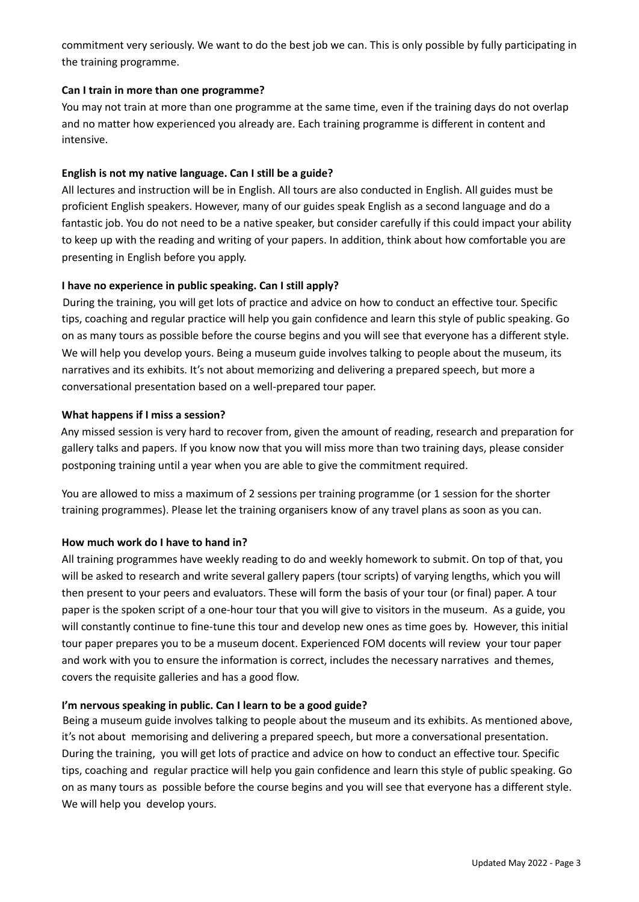commitment very seriously. We want to do the best job we can. This is only possible by fully participating in the training programme.

**Can I train in more than one programme?**

You may not train at more than one programme at the same time, even if the training days do not overlap and no matter how experienced you already are. Each training programme is different in content and intensive.

**English is not my native language. Can I still be a guide?**

All lectures and instruction will be in English. All tours are also conducted in English. All guides must be proficient English speakers. However, many of our guides speak English as a second language and do a fantastic job. You do not need to be a native speaker, but consider carefully if this could impact your ability to keep up with the reading and writing of your papers. In addition, think about how comfortable you are presenting in English before you apply.

**I have no experience in public speaking. Can I still apply?**

During the training, you will get lots of practice and advice on how to conduct an effective tour. Specific tips, coaching and regular practice will help you gain confidence and learn this style of public speaking. Go on as many tours as possible before the course begins and you will see that everyone has a different style. We will help you develop yours. Being a museum guide involves talking to people about the museum, its narratives and its exhibits. It's not about memorizing and delivering a prepared speech, but more a conversational presentation based on a well-prepared tour paper.

**What happens if I miss a session?**

Any missed session is very hard to recover from, given the amount of reading, research and preparation for gallery talks and papers. If you know now that you will miss more than two training days, please consider postponing training until a year when you are able to give the commitment required.

You are allowed to miss a maximum of 2 sessions per training programme (or 1 session for the shorter training programmes). Please let the training organisers know of any travel plans as soon as you can.

**How much work do I have to hand in?**

All training programmes have weekly reading to do and weekly homework to submit. On top of that, you will be asked to research and write several gallery papers (tour scripts) of varying lengths, which you will then present to your peers and evaluators. These will form the basis of your tour (or final) paper. A tour paper is the spoken script of a one-hour tour that you will give to visitors in the museum. As a guide, you will constantly continue to fine-tune this tour and develop new ones as time goes by. However, this initial tour paper prepares you to be a museum docent. Experienced FOM docents will review your tour paper and work with you to ensure the information is correct, includes the necessary narratives and themes, covers the requisite galleries and has a good flow.

**I'm nervous speaking in public. Can I learn to be a good guide?**

Being a museum guide involves talking to people about the museum and its exhibits. As mentioned above, it's not about memorising and delivering a prepared speech, but more a conversational presentation. During the training, you will get lots of practice and advice on how to conduct an effective tour. Specific tips, coaching and regular practice will help you gain confidence and learn this style of public speaking. Go on as many tours as possible before the course begins and you will see that everyone has a different style. We will help you develop yours.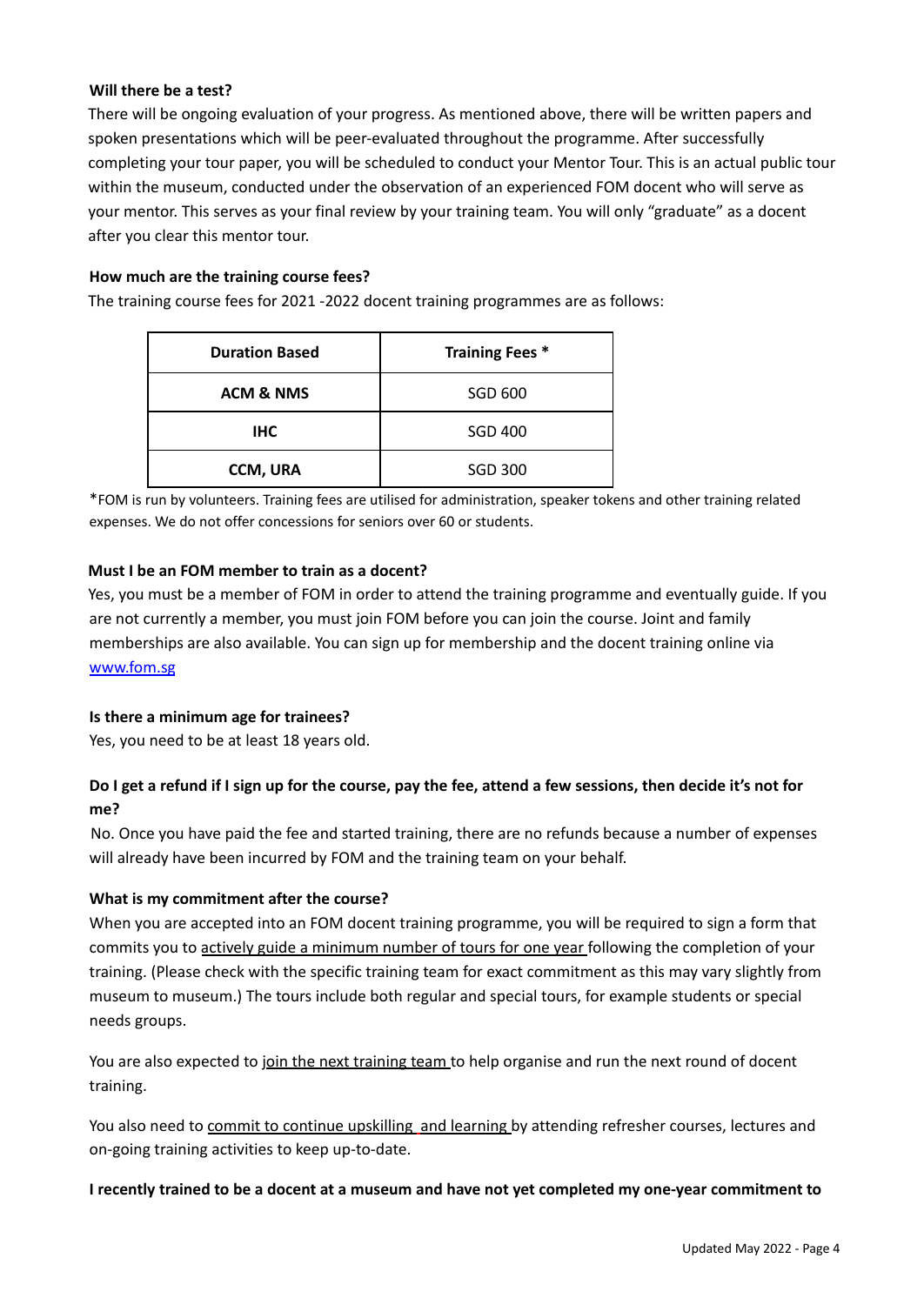**Will there be a test?**

There will be ongoing evaluation of your progress. As mentioned above, there will be written papers and spoken presentations which will be peer-evaluated throughout the programme. After successfully completing your tour paper, you will be scheduled to conduct your Mentor Tour. This is an actual public tour within the museum, conducted under the observation of an experienced FOM docent who will serve as your mentor. This serves as your final review by your training team. You will only "graduate" as a docent after you clear this mentor tour.

**How much are the training course fees?**

The training course fees for 2021 -2022 docent training programmes are as follows:

| Duration Based | Training Fees * |
|---|---|
| **ACM & NMS** | SGD 600 |
| **IHC** | SGD 400 |
| **CCM, URA** | SGD 300 |

*FOM is run by volunteers. Training fees are utilised for administration, speaker tokens and other training related expenses. We do not offer concessions for seniors over 60 or students.

**Must I be an FOM member to train as a docent?**

Yes, you must be a member of FOM in order to attend the training programme and eventually guide. If you are not currently a member, you must join FOM before you can join the course. Joint and family memberships are also available. You can sign up for membership and the docent training online via [www.fom.sg](www.fom.sg)

**Is there a minimum age for trainees?**

Yes, you need to be at least 18 years old.

**Do I get a refund if I sign up for the course, pay the fee, attend a few sessions, then decide it's not for me?**

No. Once you have paid the fee and started training, there are no refunds because a number of expenses will already have been incurred by FOM and the training team on your behalf.

**What is my commitment after the course?**

When you are accepted into an FOM docent training programme, you will be required to sign a form that commits you to actively guide a minimum number of tours for one year following the completion of your training. (Please check with the specific training team for exact commitment as this may vary slightly from museum to museum.) The tours include both regular and special tours, for example students or special needs groups.

You are also expected to join the next training team to help organise and run the next round of docent training.

You also need to commit to continue upskilling and learning by attending refresher courses, lectures and on-going training activities to keep up-to-date.

**I recently trained to be a docent at a museum and have not yet completed my one-year commitment to**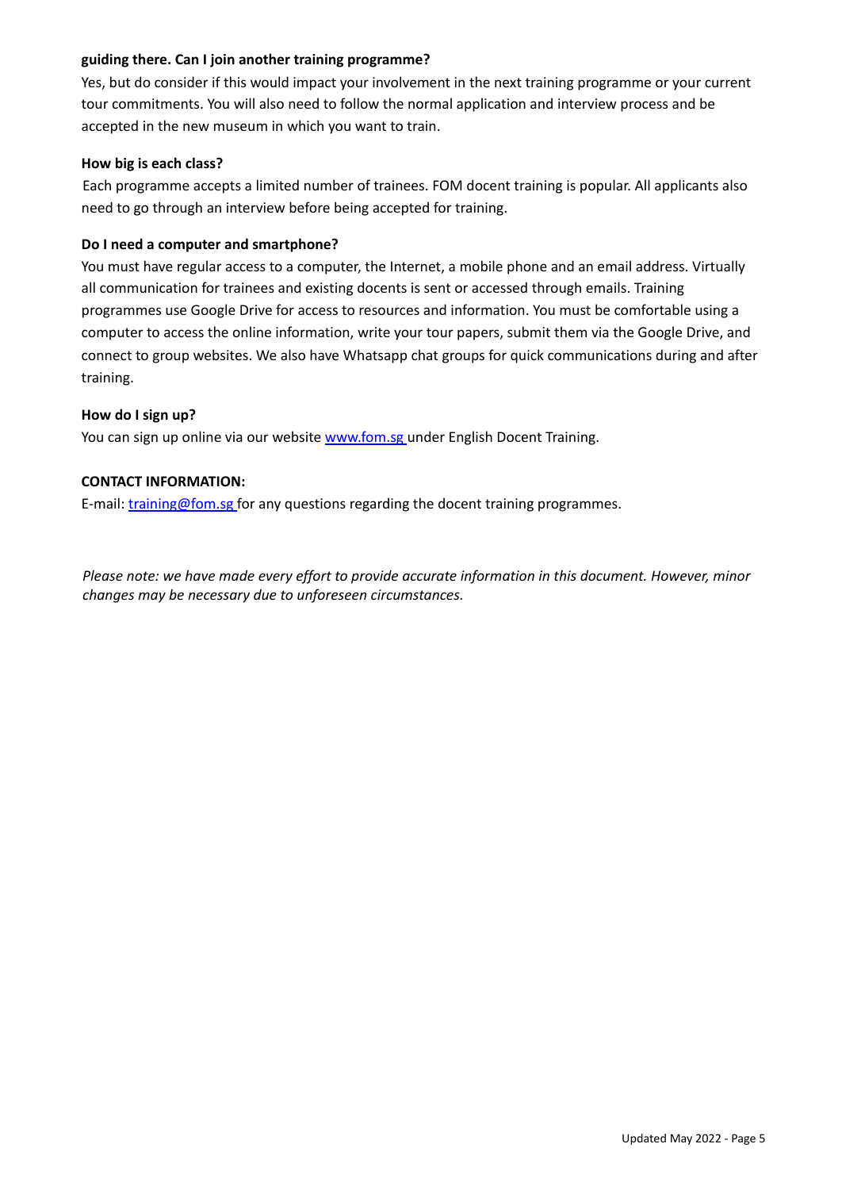**guiding there. Can I join another training programme?**

Yes, but do consider if this would impact your involvement in the next training programme or your current tour commitments. You will also need to follow the normal application and interview process and be accepted in the new museum in which you want to train.

**How big is each class?**

Each programme accepts a limited number of trainees. FOM docent training is popular. All applicants also need to go through an interview before being accepted for training.

**Do I need a computer and smartphone?**

You must have regular access to a computer, the Internet, a mobile phone and an email address. Virtually all communication for trainees and existing docents is sent or accessed through emails. Training programmes use Google Drive for access to resources and information. You must be comfortable using a computer to access the online information, write your tour papers, submit them via the Google Drive, and connect to group websites. We also have Whatsapp chat groups for quick communications during and after training.

**How do I sign up?**

You can sign up online via our website [www.fom.sg](http://www.fom.sg) under English Docent Training.

**CONTACT INFORMATION:**

E-mail: [training@fom.sg](mailto:training@fom.sg) for any questions regarding the docent training programmes.

*Please note: we have made every effort to provide accurate information in this document. However, minor changes may be necessary due to unforeseen circumstances.*

Updated May 2022